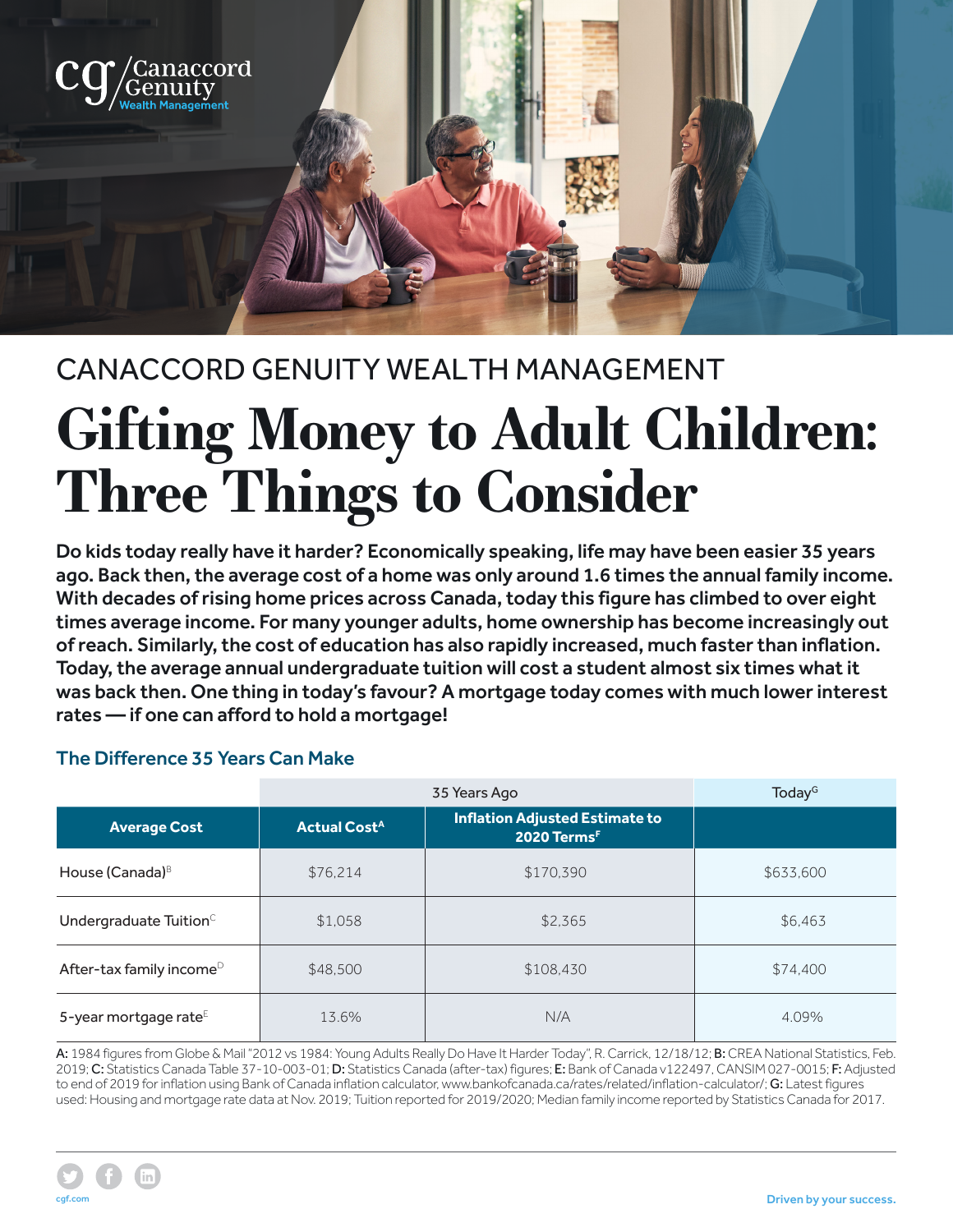CANACCORD GENUITY WEALTH MANAGEMENT

# Gifting Money to Adult Children: Three Things to Consider

**Do kids today really have it harder? Economically speaking, life may have been easier 35 years ago. Back then, the average cost of a home was only around 1.6 times the annual family income. With decades of rising home prices across Canada, today this figure has climbed to over eight times average income. For many younger adults, home ownership has become increasingly out of reach. Similarly, the cost of education has also rapidly increased, much faster than inflation. Today, the average annual undergraduate tuition will cost a student almost six times what it was back then. One thing in today's favour? A mortgage today comes with much lower interest rates — if one can afford to hold a mortgage!**

## The Difference 35 Years Can Make

| | 35 Years Ago | | Today[G] |
|---|---|---|---|
| **Average Cost** | **Actual Cost[A]** | **Inflation Adjusted Estimate to 2020 Terms[F]** | |
| House (Canada)[B] | $76,214 | $170,390 | $633,600 |
| Undergraduate Tuition[C] | $1,058 | $2,365 | $6,463 |
| After-tax family income[D] | $48,500 | $108,430 | $74,400 |
| 5-year mortgage rate[E] | 13.6% | N/A | 4.09% |

**A:** 1984 figures from Globe & Mail "2012 vs 1984: Young Adults Really Do Have It Harder Today", R. Carrick, 12/18/12; **B:** CREA National Statistics, Feb. 2019; **C:** Statistics Canada Table 37-10-003-01; **D:** Statistics Canada (after-tax) figures; **E:** Bank of Canada v122497, CANSIM 027-0015; **F:** Adjusted to end of 2019 for inflation using Bank of Canada inflation calculator, www.bankofcanada.ca/rates/related/inflation-calculator/; **G:** Latest figures used: Housing and mortgage rate data at Nov. 2019; Tuition reported for 2019/2020; Median family income reported by Statistics Canada for 2017.

cgf.com

Driven by your success.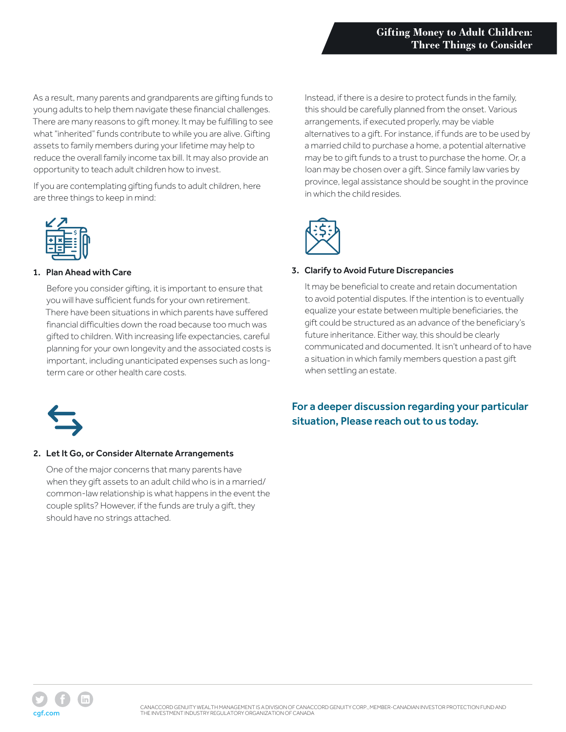As a result, many parents and grandparents are gifting funds to young adults to help them navigate these financial challenges. There are many reasons to gift money. It may be fulfilling to see what "inherited" funds contribute to while you are alive. Gifting assets to family members during your lifetime may help to reduce the overall family income tax bill. It may also provide an opportunity to teach adult children how to invest.

If you are contemplating gifting funds to adult children, here are three things to keep in mind:

### 1. Plan Ahead with Care

Before you consider gifting, it is important to ensure that you will have sufficient funds for your own retirement. There have been situations in which parents have suffered financial difficulties down the road because too much was gifted to children. With increasing life expectancies, careful planning for your own longevity and the associated costs is important, including unanticipated expenses such as long-term care or other health care costs.

### 2. Let It Go, or Consider Alternate Arrangements

One of the major concerns that many parents have when they gift assets to an adult child who is in a married/common-law relationship is what happens in the event the couple splits? However, if the funds are truly a gift, they should have no strings attached.

Instead, if there is a desire to protect funds in the family, this should be carefully planned from the onset. Various arrangements, if executed properly, may be viable alternatives to a gift. For instance, if funds are to be used by a married child to purchase a home, a potential alternative may be to gift funds to a trust to purchase the home. Or, a loan may be chosen over a gift. Since family law varies by province, legal assistance should be sought in the province in which the child resides.

### 3. Clarify to Avoid Future Discrepancies

It may be beneficial to create and retain documentation to avoid potential disputes. If the intention is to eventually equalize your estate between multiple beneficiaries, the gift could be structured as an advance of the beneficiary's future inheritance. Either way, this should be clearly communicated and documented. It isn't unheard of to have a situation in which family members question a past gift when settling an estate.

**For a deeper discussion regarding your particular situation, Please reach out to us today.**

cgf.com

CANACCORD GENUITY WEALTH MANAGEMENT IS A DIVISION OF CANACCORD GENUITY CORP., MEMBER-CANADIAN INVESTOR PROTECTION FUND AND THE INVESTMENT INDUSTRY REGULATORY ORGANIZATION OF CANADA